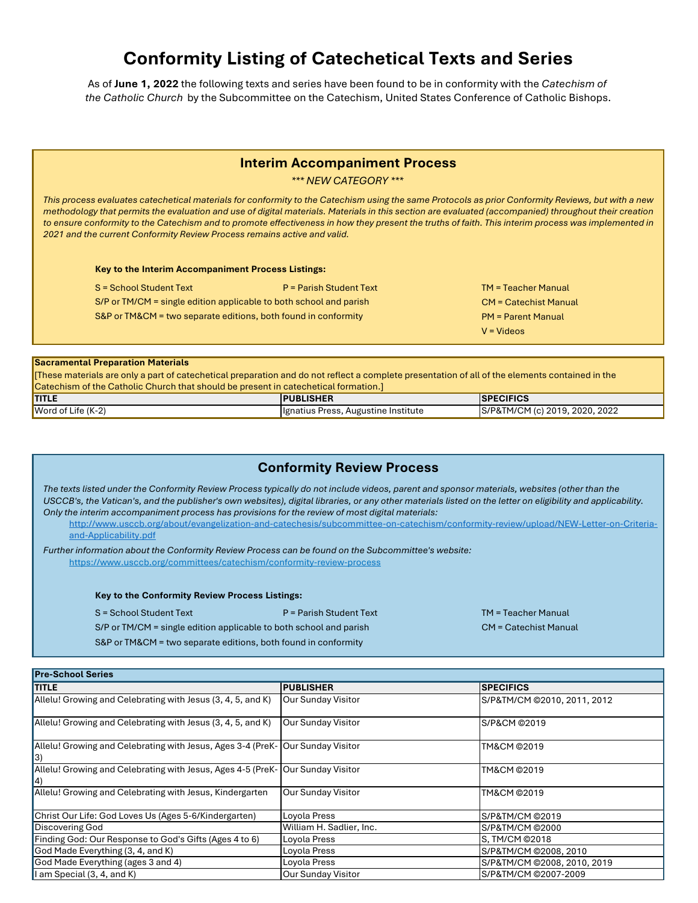# Conformity Listing of Catechetical Texts and Series

As of **June 1, 2022** the following texts and series have been found to be in conformity with the *Catechism of the Catholic Church* by the Subcommittee on the Catechism, United States Conference of Catholic Bishops.

## Interim Accompaniment Process

*\*\*\* NEW CATEGORY \*\*\**

*This process evaluates catechetical materials for conformity to the Catechism using the same Protocols as prior Conformity Reviews, but with a new methodology that permits the evaluation and use of digital materials. Materials in this section are evaluated (accompanied) throughout their creation to ensure conformity to the Catechism and to promote effectiveness in how they present the truths of faith. This interim process was implemented in 2021 and the current Conformity Review Process remains active and valid.*

**Key to the Interim Accompaniment Process Listings:**

- S = School Student Text
- P = Parish Student Text
- TM = Teacher Manual
- S/P or TM/CM = single edition applicable to both school and parish
- CM = Catechist Manual
- S&P or TM&CM = two separate editions, both found in conformity
- PM = Parent Manual
- V = Videos

**Sacramental Preparation Materials**

[These materials are only a part of catechetical preparation and do not reflect a complete presentation of all of the elements contained in the Catechism of the Catholic Church that should be present in catechetical formation.]

| TITLE | PUBLISHER | SPECIFICS |
|---|---|---|
| Word of Life (K-2) | Ignatius Press, Augustine Institute | S/P&TM/CM (c) 2019, 2020, 2022 |

## Conformity Review Process

*The texts listed under the Conformity Review Process typically do not include videos, parent and sponsor materials, websites (other than the USCCB's, the Vatican's, and the publisher's own websites), digital libraries, or any other materials listed on the letter on eligibility and applicability. Only the interim accompaniment process has provisions for the review of most digital materials:*

http://www.usccb.org/about/evangelization-and-catechesis/subcommittee-on-catechism/conformity-review/upload/NEW-Letter-on-Criteria-and-Applicability.pdf

*Further information about the Conformity Review Process can be found on the Subcommittee's website:*

https://www.usccb.org/committees/catechism/conformity-review-process

**Key to the Conformity Review Process Listings:**

- S = School Student Text
- P = Parish Student Text
- TM = Teacher Manual
- S/P or TM/CM = single edition applicable to both school and parish
- CM = Catechist Manual
- S&P or TM&CM = two separate editions, both found in conformity

**Pre-School Series**

| TITLE | PUBLISHER | SPECIFICS |
|---|---|---|
| Allelu! Growing and Celebrating with Jesus (3, 4, 5, and K) | Our Sunday Visitor | S/P&TM/CM ©2010, 2011, 2012 |
| Allelu! Growing and Celebrating with Jesus (3, 4, 5, and K) | Our Sunday Visitor | S/P&CM ©2019 |
| Allelu! Growing and Celebrating with Jesus, Ages 3-4 (PreK-3) | Our Sunday Visitor | TM&CM ©2019 |
| Allelu! Growing and Celebrating with Jesus, Ages 4-5 (PreK-4) | Our Sunday Visitor | TM&CM ©2019 |
| Allelu! Growing and Celebrating with Jesus, Kindergarten | Our Sunday Visitor | TM&CM ©2019 |
| Christ Our Life: God Loves Us (Ages 5-6/Kindergarten) | Loyola Press | S/P&TM/CM ©2019 |
| Discovering God | William H. Sadlier, Inc. | S/P&TM/CM ©2000 |
| Finding God: Our Response to God's Gifts (Ages 4 to 6) | Loyola Press | S, TM/CM ©2018 |
| God Made Everything (3, 4, and K) | Loyola Press | S/P&TM/CM ©2008, 2010 |
| God Made Everything (ages 3 and 4) | Loyola Press | S/P&TM/CM ©2008, 2010, 2019 |
| I am Special (3, 4, and K) | Our Sunday Visitor | S/P&TM/CM ©2007-2009 |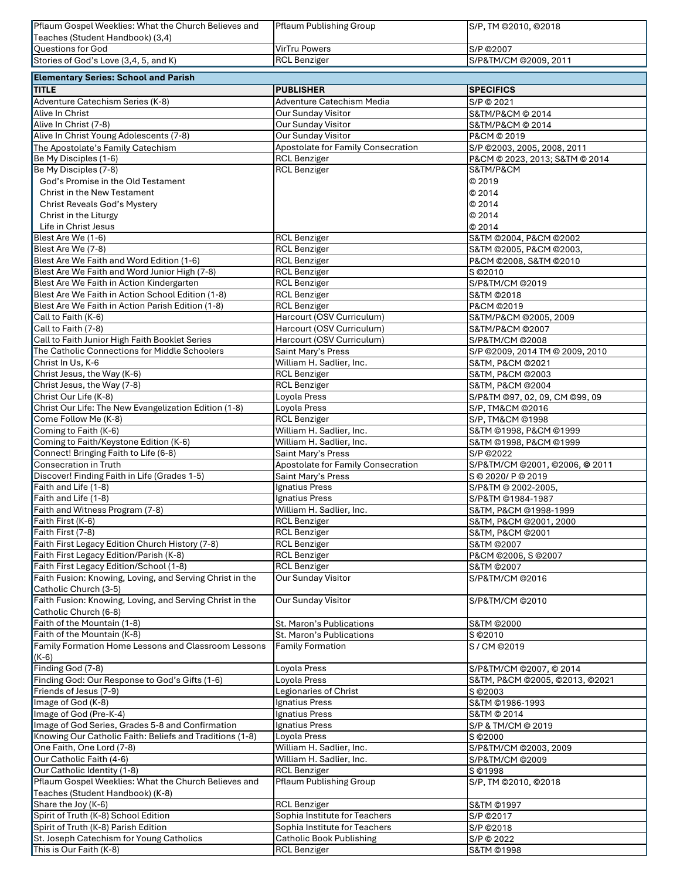| | | |
|---|---|---|
| Pflaum Gospel Weeklies: What the Church Believes and Teaches (Student Handbook) (3,4) | Pflaum Publishing Group | S/P, TM ©2010, ©2018 |
| Questions for God | VirTru Powers | S/P ©2007 |
| Stories of God's Love (3,4, 5, and K) | RCL Benziger | S/P&TM/CM ©2009, 2011 |

**Elementary Series: School and Parish**

| TITLE | PUBLISHER | SPECIFICS |
|---|---|---|
| Adventure Catechism Series (K-8) | Adventure Catechism Media | S/P © 2021 |
| Alive In Christ | Our Sunday Visitor | S&TM/P&CM © 2014 |
| Alive In Christ (7-8) | Our Sunday Visitor | S&TM/P&CM © 2014 |
| Alive In Christ Young Adolescents (7-8) | Our Sunday Visitor | P&CM © 2019 |
| The Apostolate's Family Catechism | Apostolate for Family Consecration | S/P ©2003, 2005, 2008, 2011 |
| Be My Disciples (1-6) | RCL Benziger | P&CM © 2023, 2013; S&TM © 2014 |
| Be My Disciples (7-8) | RCL Benziger | S&TM/P&CM |
| God's Promise in the Old Testament | | © 2019 |
| Christ in the New Testament | | © 2014 |
| Christ Reveals God's Mystery | | © 2014 |
| Christ in the Liturgy | | © 2014 |
| Life in Christ Jesus | | © 2014 |
| Blest Are We (1-6) | RCL Benziger | S&TM ©2004, P&CM ©2002 |
| Blest Are We (7-8) | RCL Benziger | S&TM ©2005, P&CM ©2003, |
| Blest Are We Faith and Word Edition (1-6) | RCL Benziger | P&CM ©2008, S&TM ©2010 |
| Blest Are We Faith and Word Junior High (7-8) | RCL Benziger | S ©2010 |
| Blest Are We Faith in Action Kindergarten | RCL Benziger | S/P&TM/CM ©2019 |
| Blest Are We Faith in Action School Edition (1-8) | RCL Benziger | S&TM ©2018 |
| Blest Are We Faith in Action Parish Edition (1-8) | RCL Benziger | P&CM ©2019 |
| Call to Faith (K-6) | Harcourt (OSV Curriculum) | S&TM/P&CM ©2005, 2009 |
| Call to Faith (7-8) | Harcourt (OSV Curriculum) | S&TM/P&CM ©2007 |
| Call to Faith Junior High Faith Booklet Series | Harcourt (OSV Curriculum) | S/P&TM/CM ©2008 |
| The Catholic Connections for Middle Schoolers | Saint Mary's Press | S/P ©2009, 2014 TM © 2009, 2010 |
| Christ In Us, K-6 | William H. Sadlier, Inc. | S&TM, P&CM ©2021 |
| Christ Jesus, the Way (K-6) | RCL Benziger | S&TM, P&CM ©2003 |
| Christ Jesus, the Way (7-8) | RCL Benziger | S&TM, P&CM ©2004 |
| Christ Our Life (K-8) | Loyola Press | S/P&TM ©97, 02, 09, CM ©99, 09 |
| Christ Our Life: The New Evangelization Edition (1-8) | Loyola Press | S/P, TM&CM ©2016 |
| Come Follow Me (K-8) | RCL Benziger | S/P, TM&CM ©1998 |
| Coming to Faith (K-6) | William H. Sadlier, Inc. | S&TM ©1998, P&CM ©1999 |
| Coming to Faith/Keystone Edition (K-6) | William H. Sadlier, Inc. | S&TM ©1998, P&CM ©1999 |
| Connect! Bringing Faith to Life (6-8) | Saint Mary's Press | S/P ©2022 |
| Consecration in Truth | Apostolate for Family Consecration | S/P&TM/CM ©2001, ©2006, © 2011 |
| Discover! Finding Faith in Life (Grades 1-5) | Saint Mary's Press | S © 2020/ P © 2019 |
| Faith and Life (1-8) | Ignatius Press | S/P&TM © 2002-2005, |
| Faith and Life (1-8) | Ignatius Press | S/P&TM ©1984-1987 |
| Faith and Witness Program (7-8) | William H. Sadlier, Inc. | S&TM, P&CM ©1998-1999 |
| Faith First (K-6) | RCL Benziger | S&TM, P&CM ©2001, 2000 |
| Faith First (7-8) | RCL Benziger | S&TM, P&CM ©2001 |
| Faith First Legacy Edition Church History (7-8) | RCL Benziger | S&TM ©2007 |
| Faith First Legacy Edition/Parish (K-8) | RCL Benziger | P&CM ©2006, S ©2007 |
| Faith First Legacy Edition/School (1-8) | RCL Benziger | S&TM ©2007 |
| Faith Fusion: Knowing, Loving, and Serving Christ in the Catholic Church (3-5) | Our Sunday Visitor | S/P&TM/CM ©2016 |
| Faith Fusion: Knowing, Loving, and Serving Christ in the Catholic Church (6-8) | Our Sunday Visitor | S/P&TM/CM ©2010 |
| Faith of the Mountain (1-8) | St. Maron's Publications | S&TM ©2000 |
| Faith of the Mountain (K-8) | St. Maron's Publications | S ©2010 |
| Family Formation Home Lessons and Classroom Lessons (K-6) | Family Formation | S / CM ©2019 |
| Finding God (7-8) | Loyola Press | S/P&TM/CM ©2007, © 2014 |
| Finding God: Our Response to God's Gifts (1-6) | Loyola Press | S&TM, P&CM ©2005, ©2013, ©2021 |
| Friends of Jesus (7-9) | Legionaries of Christ | S ©2003 |
| Image of God (K-8) | Ignatius Press | S&TM ©1986-1993 |
| Image of God (Pre-K-4) | Ignatius Press | S&TM © 2014 |
| Image of God Series, Grades 5-8 and Confirmation | Ignatius Press | S/P & TM/CM © 2019 |
| Knowing Our Catholic Faith: Beliefs and Traditions (1-8) | Loyola Press | S ©2000 |
| One Faith, One Lord (7-8) | William H. Sadlier, Inc. | S/P&TM/CM ©2003, 2009 |
| Our Catholic Faith (4-6) | William H. Sadlier, Inc. | S/P&TM/CM ©2009 |
| Our Catholic Identity (1-8) | RCL Benziger | S ©1998 |
| Pflaum Gospel Weeklies: What the Church Believes and Teaches (Student Handbook) (K-8) | Pflaum Publishing Group | S/P, TM ©2010, ©2018 |
| Share the Joy (K-6) | RCL Benziger | S&TM ©1997 |
| Spirit of Truth (K-8) School Edition | Sophia Institute for Teachers | S/P ©2017 |
| Spirit of Truth (K-8) Parish Edition | Sophia Institute for Teachers | S/P ©2018 |
| St. Joseph Catechism for Young Catholics | Catholic Book Publishing | S/P © 2022 |
| This is Our Faith (K-8) | RCL Benziger | S&TM ©1998 |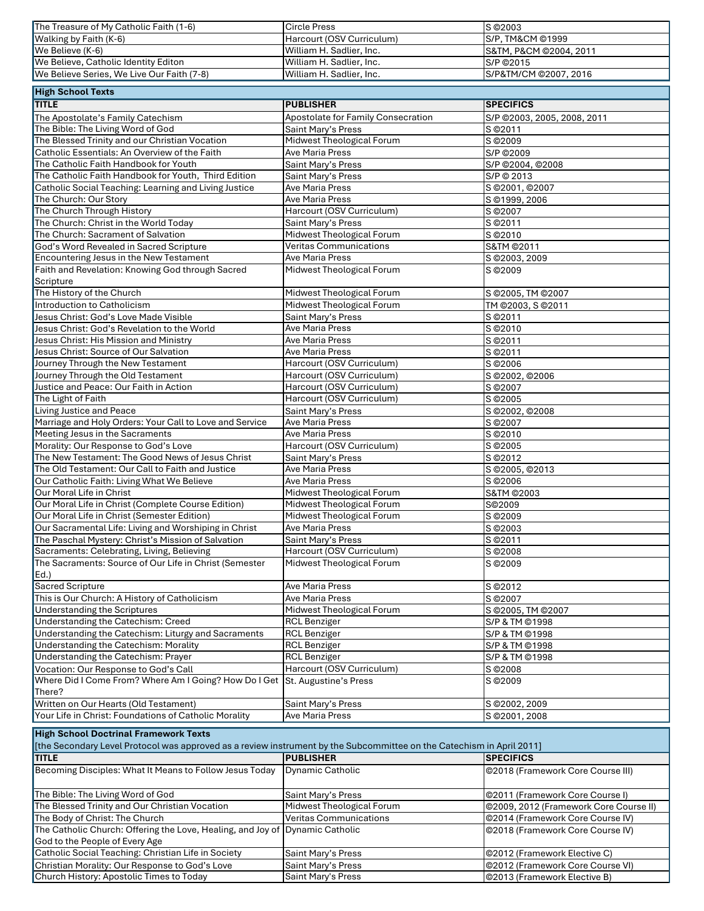| | | |
|---|---|---|
| The Treasure of My Catholic Faith (1-6) | Circle Press | S ©2003 |
| Walking by Faith (K-6) | Harcourt (OSV Curriculum) | S/P, TM&CM ©1999 |
| We Believe (K-6) | William H. Sadlier, Inc. | S&TM, P&CM ©2004, 2011 |
| We Believe, Catholic Identity Editon | William H. Sadlier, Inc. | S/P ©2015 |
| We Believe Series, We Live Our Faith (7-8) | William H. Sadlier, Inc. | S/P&TM/CM ©2007, 2016 |

**High School Texts**

| TITLE | PUBLISHER | SPECIFICS |
|---|---|---|
| The Apostolate's Family Catechism | Apostolate for Family Consecration | S/P ©2003, 2005, 2008, 2011 |
| The Bible: The Living Word of God | Saint Mary's Press | S ©2011 |
| The Blessed Trinity and our Christian Vocation | Midwest Theological Forum | S ©2009 |
| Catholic Essentials: An Overview of the Faith | Ave Maria Press | S/P ©2009 |
| The Catholic Faith Handbook for Youth | Saint Mary's Press | S/P ©2004, ©2008 |
| The Catholic Faith Handbook for Youth, Third Edition | Saint Mary's Press | S/P © 2013 |
| Catholic Social Teaching: Learning and Living Justice | Ave Maria Press | S ©2001, ©2007 |
| The Church: Our Story | Ave Maria Press | S ©1999, 2006 |
| The Church Through History | Harcourt (OSV Curriculum) | S ©2007 |
| The Church: Christ in the World Today | Saint Mary's Press | S ©2011 |
| The Church: Sacrament of Salvation | Midwest Theological Forum | S ©2010 |
| God's Word Revealed in Sacred Scripture | Veritas Communications | S&TM ©2011 |
| Encountering Jesus in the New Testament | Ave Maria Press | S ©2003, 2009 |
| Faith and Revelation: Knowing God through Sacred Scripture | Midwest Theological Forum | S ©2009 |
| The History of the Church | Midwest Theological Forum | S ©2005, TM ©2007 |
| Introduction to Catholicism | Midwest Theological Forum | TM ©2003, S ©2011 |
| Jesus Christ: God's Love Made Visible | Saint Mary's Press | S ©2011 |
| Jesus Christ: God's Revelation to the World | Ave Maria Press | S ©2010 |
| Jesus Christ: His Mission and Ministry | Ave Maria Press | S ©2011 |
| Jesus Christ: Source of Our Salvation | Ave Maria Press | S ©2011 |
| Journey Through the New Testament | Harcourt (OSV Curriculum) | S ©2006 |
| Journey Through the Old Testament | Harcourt (OSV Curriculum) | S ©2002, ©2006 |
| Justice and Peace: Our Faith in Action | Harcourt (OSV Curriculum) | S ©2007 |
| The Light of Faith | Harcourt (OSV Curriculum) | S ©2005 |
| Living Justice and Peace | Saint Mary's Press | S ©2002, ©2008 |
| Marriage and Holy Orders: Your Call to Love and Service | Ave Maria Press | S ©2007 |
| Meeting Jesus in the Sacraments | Ave Maria Press | S ©2010 |
| Morality: Our Response to God's Love | Harcourt (OSV Curriculum) | S ©2005 |
| The New Testament: The Good News of Jesus Christ | Saint Mary's Press | S ©2012 |
| The Old Testament: Our Call to Faith and Justice | Ave Maria Press | S ©2005, ©2013 |
| Our Catholic Faith: Living What We Believe | Ave Maria Press | S ©2006 |
| Our Moral Life in Christ | Midwest Theological Forum | S&TM ©2003 |
| Our Moral Life in Christ (Complete Course Edition) | Midwest Theological Forum | S©2009 |
| Our Moral Life in Christ (Semester Edition) | Midwest Theological Forum | S ©2009 |
| Our Sacramental Life: Living and Worshiping in Christ | Ave Maria Press | S ©2003 |
| The Paschal Mystery: Christ's Mission of Salvation | Saint Mary's Press | S ©2011 |
| Sacraments: Celebrating, Living, Believing | Harcourt (OSV Curriculum) | S ©2008 |
| The Sacraments: Source of Our Life in Christ (Semester Ed.) | Midwest Theological Forum | S ©2009 |
| Sacred Scripture | Ave Maria Press | S ©2012 |
| This is Our Church: A History of Catholicism | Ave Maria Press | S ©2007 |
| Understanding the Scriptures | Midwest Theological Forum | S ©2005, TM ©2007 |
| Understanding the Catechism: Creed | RCL Benziger | S/P & TM ©1998 |
| Understanding the Catechism: Liturgy and Sacraments | RCL Benziger | S/P & TM ©1998 |
| Understanding the Catechism: Morality | RCL Benziger | S/P & TM ©1998 |
| Understanding the Catechism: Prayer | RCL Benziger | S/P & TM ©1998 |
| Vocation: Our Response to God's Call | Harcourt (OSV Curriculum) | S ©2008 |
| Where Did I Come From? Where Am I Going? How Do I Get There? | St. Augustine's Press | S ©2009 |
| Written on Our Hearts (Old Testament) | Saint Mary's Press | S ©2002, 2009 |
| Your Life in Christ: Foundations of Catholic Morality | Ave Maria Press | S ©2001, 2008 |

**High School Doctrinal Framework Texts**

[the Secondary Level Protocol was approved as a review instrument by the Subcommittee on the Catechism in April 2011]

| TITLE | PUBLISHER | SPECIFICS |
|---|---|---|
| Becoming Disciples: What It Means to Follow Jesus Today | Dynamic Catholic | ©2018 (Framework Core Course III) |
| The Bible: The Living Word of God | Saint Mary's Press | ©2011 (Framework Core Course I) |
| The Blessed Trinity and Our Christian Vocation | Midwest Theological Forum | ©2009, 2012 (Framework Core Course II) |
| The Body of Christ: The Church | Veritas Communications | ©2014 (Framework Core Course IV) |
| The Catholic Church: Offering the Love, Healing, and Joy of God to the People of Every Age | Dynamic Catholic | ©2018 (Framework Core Course IV) |
| Catholic Social Teaching: Christian Life in Society | Saint Mary's Press | ©2012 (Framework Elective C) |
| Christian Morality: Our Response to God's Love | Saint Mary's Press | ©2012 (Framework Core Course VI) |
| Church History: Apostolic Times to Today | Saint Mary's Press | ©2013 (Framework Elective B) |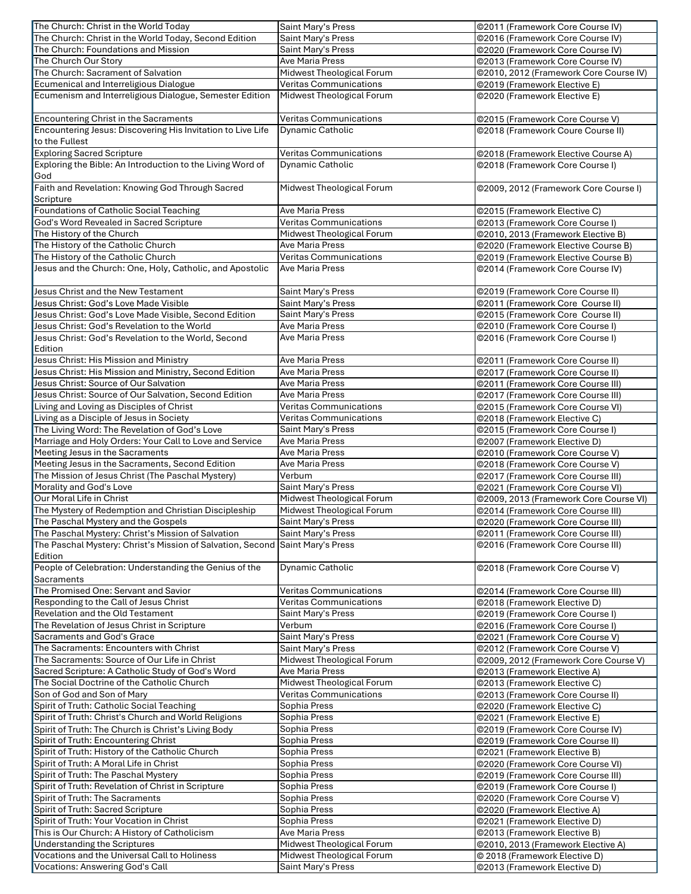| The Church: Christ in the World Today | Saint Mary’s Press | ©2011 (Framework Core Course IV) |
|---|---|---|
| The Church: Christ in the World Today, Second Edition | Saint Mary’s Press | ©2016 (Framework Core Course IV) |
| The Church: Foundations and Mission | Saint Mary's Press | ©2020 (Framework Core Course IV) |
| The Church Our Story | Ave Maria Press | ©2013 (Framework Core Course IV) |
| The Church: Sacrament of Salvation | Midwest Theological Forum | ©2010, 2012 (Framework Core Course IV) |
| Ecumenical and Interreligious Dialogue | Veritas Communications | ©2019 (Framework Elective E) |
| Ecumenism and Interreligious Dialogue, Semester Edition | Midwest Theological Forum | ©2020 (Framework Elective E) |
| Encountering Christ in the Sacraments | Veritas Communications | ©2015 (Framework Core Course V) |
| Encountering Jesus: Discovering His Invitation to Live Life to the Fullest | Dynamic Catholic | ©2018 (Framework Coure Course II) |
| Exploring Sacred Scripture | Veritas Communications | ©2018 (Framework Elective Course A) |
| Exploring the Bible: An Introduction to the Living Word of God | Dynamic Catholic | ©2018 (Framework Core Course I) |
| Faith and Revelation: Knowing God Through Sacred Scripture | Midwest Theological Forum | ©2009, 2012 (Framework Core Course I) |
| Foundations of Catholic Social Teaching | Ave Maria Press | ©2015 (Framework Elective C) |
| God's Word Revealed in Sacred Scripture | Veritas Communications | ©2013 (Framework Core Course I) |
| The History of the Church | Midwest Theological Forum | ©2010, 2013 (Framework Elective B) |
| The History of the Catholic Church | Ave Maria Press | ©2020 (Framework Elective Course B) |
| The History of the Catholic Church | Veritas Communications | ©2019 (Framework Elective Course B) |
| Jesus and the Church: One, Holy, Catholic, and Apostolic | Ave Maria Press | ©2014 (Framework Core Course IV) |
| Jesus Christ and the New Testament | Saint Mary's Press | ©2019 (Framework Core Course II) |
| Jesus Christ: God’s Love Made Visible | Saint Mary's Press | ©2011 (Framework Core Course II) |
| Jesus Christ: God’s Love Made Visible, Second Edition | Saint Mary's Press | ©2015 (Framework Core Course II) |
| Jesus Christ: God’s Revelation to the World | Ave Maria Press | ©2010 (Framework Core Course I) |
| Jesus Christ: God’s Revelation to the World, Second Edition | Ave Maria Press | ©2016 (Framework Core Course I) |
| Jesus Christ: His Mission and Ministry | Ave Maria Press | ©2011 (Framework Core Course II) |
| Jesus Christ: His Mission and Ministry, Second Edition | Ave Maria Press | ©2017 (Framework Core Course II) |
| Jesus Christ: Source of Our Salvation | Ave Maria Press | ©2011 (Framework Core Course III) |
| Jesus Christ: Source of Our Salvation, Second Edition | Ave Maria Press | ©2017 (Framework Core Course III) |
| Living and Loving as Disciples of Christ | Veritas Communications | ©2015 (Framework Core Course VI) |
| Living as a Disciple of Jesus in Society | Veritas Communications | ©2018 (Framework Elective C) |
| The Living Word: The Revelation of God’s Love | Saint Mary's Press | ©2015 (Framework Core Course I) |
| Marriage and Holy Orders: Your Call to Love and Service | Ave Maria Press | ©2007 (Framework Elective D) |
| Meeting Jesus in the Sacraments | Ave Maria Press | ©2010 (Framework Core Course V) |
| Meeting Jesus in the Sacraments, Second Edition | Ave Maria Press | ©2018 (Framework Core Course V) |
| The Mission of Jesus Christ (The Paschal Mystery) | Verbum | ©2017 (Framework Core Course III) |
| Morality and God's Love | Saint Mary's Press | ©2021 (Framework Core Course VI) |
| Our Moral Life in Christ | Midwest Theological Forum | ©2009, 2013 (Framework Core Course VI) |
| The Mystery of Redemption and Christian Discipleship | Midwest Theological Forum | ©2014 (Framework Core Course III) |
| The Paschal Mystery and the Gospels | Saint Mary's Press | ©2020 (Framework Core Course III) |
| The Paschal Mystery: Christ’s Mission of Salvation | Saint Mary’s Press | ©2011 (Framework Core Course III) |
| The Paschal Mystery: Christ’s Mission of Salvation, Second Edition | Saint Mary's Press | ©2016 (Framework Core Course III) |
| People of Celebration: Understanding the Genius of the Sacraments | Dynamic Catholic | ©2018 (Framework Core Course V) |
| The Promised One: Servant and Savior | Veritas Communications | ©2014 (Framework Core Course III) |
| Responding to the Call of Jesus Christ | Veritas Communications | ©2018 (Framework Elective D) |
| Revelation and the Old Testament | Saint Mary's Press | ©2019 (Framework Core Course I) |
| The Revelation of Jesus Christ in Scripture | Verbum | ©2016 (Framework Core Course I) |
| Sacraments and God's Grace | Saint Mary's Press | ©2021 (Framework Core Course V) |
| The Sacraments: Encounters with Christ | Saint Mary’s Press | ©2012 (Framework Core Course V) |
| The Sacraments: Source of Our Life in Christ | Midwest Theological Forum | ©2009, 2012 (Framework Core Course V) |
| Sacred Scripture: A Catholic Study of God's Word | Ave Maria Press | ©2013 (Framework Elective A) |
| The Social Doctrine of the Catholic Church | Midwest Theological Forum | ©2013 (Framework Elective C) |
| Son of God and Son of Mary | Veritas Communications | ©2013 (Framework Core Course II) |
| Spirit of Truth: Catholic Social Teaching | Sophia Press | ©2020 (Framework Elective C) |
| Spirit of Truth: Christ's Church and World Religions | Sophia Press | ©2021 (Framework Elective E) |
| Spirit of Truth: The Church is Christ’s Living Body | Sophia Press | ©2019 (Framework Core Course IV) |
| Spirit of Truth: Encountering Christ | Sophia Press | ©2019 (Framework Core Course II) |
| Spirit of Truth: History of the Catholic Church | Sophia Press | ©2021 (Framework Elective B) |
| Spirit of Truth: A Moral Life in Christ | Sophia Press | ©2020 (Framework Core Course VI) |
| Spirit of Truth: The Paschal Mystery | Sophia Press | ©2019 (Framework Core Course III) |
| Spirit of Truth: Revelation of Christ in Scripture | Sophia Press | ©2019 (Framework Core Course I) |
| Spirit of Truth: The Sacraments | Sophia Press | ©2020 (Framework Core Course V) |
| Spirit of Truth: Sacred Scripture | Sophia Press | ©2020 (Framework Elective A) |
| Spirit of Truth: Your Vocation in Christ | Sophia Press | ©2021 (Framework Elective D) |
| This is Our Church: A History of Catholicism | Ave Maria Press | ©2013 (Framework Elective B) |
| Understanding the Scriptures | Midwest Theological Forum | ©2010, 2013 (Framework Elective A) |
| Vocations and the Universal Call to Holiness | Midwest Theological Forum | © 2018 (Framework Elective D) |
| Vocations: Answering God's Call | Saint Mary's Press | ©2013 (Framework Elective D) |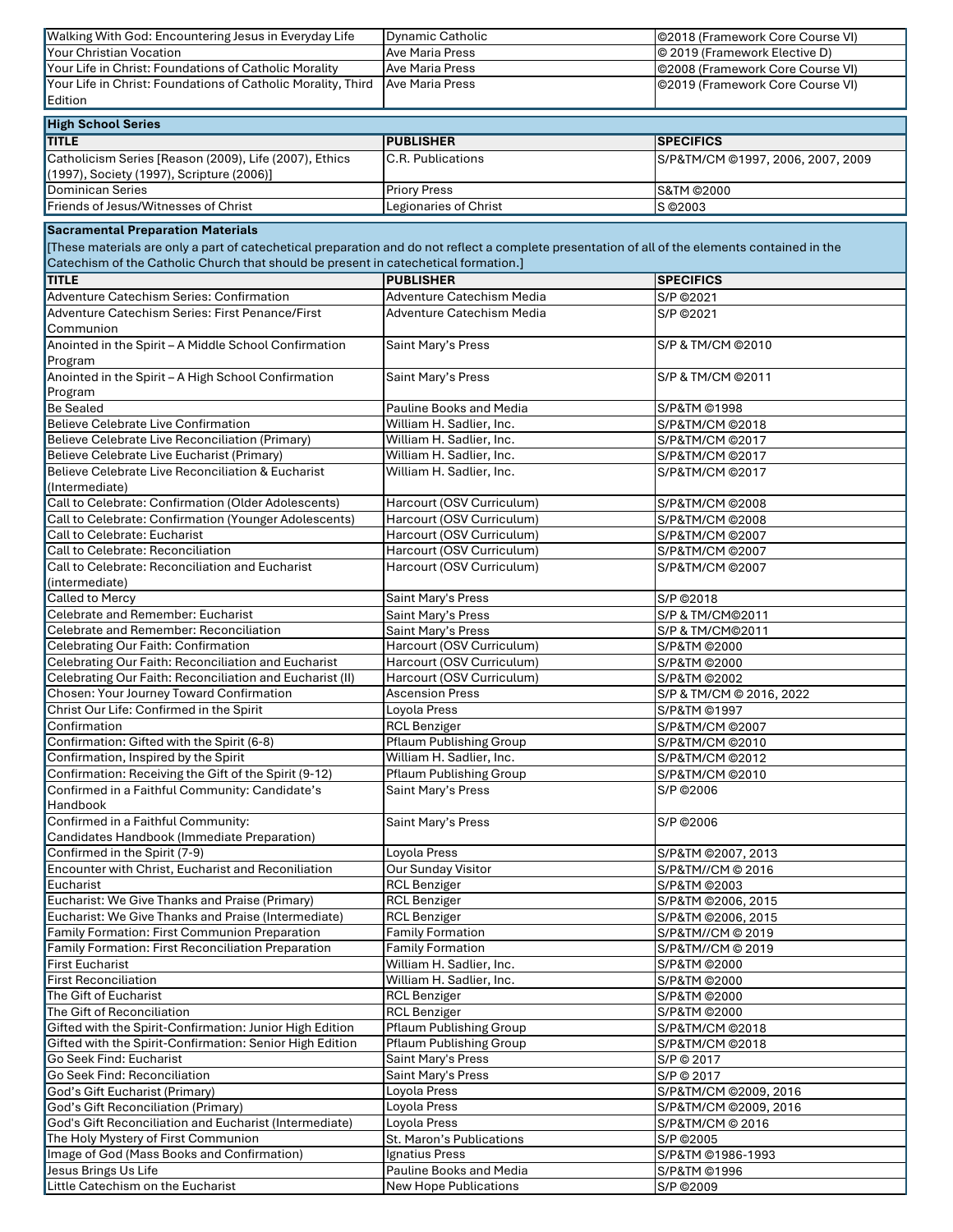| | | |
|---|---|---|
| Walking With God: Encountering Jesus in Everyday Life | Dynamic Catholic | ©2018 (Framework Core Course VI) |
| Your Christian Vocation | Ave Maria Press | © 2019 (Framework Elective D) |
| Your Life in Christ: Foundations of Catholic Morality | Ave Maria Press | ©2008 (Framework Core Course VI) |
| Your Life in Christ: Foundations of Catholic Morality, Third Edition | Ave Maria Press | ©2019 (Framework Core Course VI) |

**High School Series**

| TITLE | PUBLISHER | SPECIFICS |
|---|---|---|
| Catholicism Series [Reason (2009), Life (2007), Ethics (1997), Society (1997), Scripture (2006)] | C.R. Publications | S/P&TM/CM ©1997, 2006, 2007, 2009 |
| Dominican Series | Priory Press | S&TM ©2000 |
| Friends of Jesus/Witnesses of Christ | Legionaries of Christ | S ©2003 |

**Sacramental Preparation Materials**

[These materials are only a part of catechetical preparation and do not reflect a complete presentation of all of the elements contained in the Catechism of the Catholic Church that should be present in catechetical formation.]

| TITLE | PUBLISHER | SPECIFICS |
|---|---|---|
| Adventure Catechism Series: Confirmation | Adventure Catechism Media | S/P ©2021 |
| Adventure Catechism Series: First Penance/First Communion | Adventure Catechism Media | S/P ©2021 |
| Anointed in the Spirit – A Middle School Confirmation Program | Saint Mary's Press | S/P & TM/CM ©2010 |
| Anointed in the Spirit – A High School Confirmation Program | Saint Mary's Press | S/P & TM/CM ©2011 |
| Be Sealed | Pauline Books and Media | S/P&TM ©1998 |
| Believe Celebrate Live Confirmation | William H. Sadlier, Inc. | S/P&TM/CM ©2018 |
| Believe Celebrate Live Reconciliation (Primary) | William H. Sadlier, Inc. | S/P&TM/CM ©2017 |
| Believe Celebrate Live Eucharist (Primary) | William H. Sadlier, Inc. | S/P&TM/CM ©2017 |
| Believe Celebrate Live Reconciliation & Eucharist (Intermediate) | William H. Sadlier, Inc. | S/P&TM/CM ©2017 |
| Call to Celebrate: Confirmation (Older Adolescents) | Harcourt (OSV Curriculum) | S/P&TM/CM ©2008 |
| Call to Celebrate: Confirmation (Younger Adolescents) | Harcourt (OSV Curriculum) | S/P&TM/CM ©2008 |
| Call to Celebrate: Eucharist | Harcourt (OSV Curriculum) | S/P&TM/CM ©2007 |
| Call to Celebrate: Reconciliation | Harcourt (OSV Curriculum) | S/P&TM/CM ©2007 |
| Call to Celebrate: Reconciliation and Eucharist (intermediate) | Harcourt (OSV Curriculum) | S/P&TM/CM ©2007 |
| Called to Mercy | Saint Mary's Press | S/P ©2018 |
| Celebrate and Remember: Eucharist | Saint Mary's Press | S/P & TM/CM©2011 |
| Celebrate and Remember: Reconciliation | Saint Mary's Press | S/P & TM/CM©2011 |
| Celebrating Our Faith: Confirmation | Harcourt (OSV Curriculum) | S/P&TM ©2000 |
| Celebrating Our Faith: Reconciliation and Eucharist | Harcourt (OSV Curriculum) | S/P&TM ©2000 |
| Celebrating Our Faith: Reconciliation and Eucharist (II) | Harcourt (OSV Curriculum) | S/P&TM ©2002 |
| Chosen: Your Journey Toward Confirmation | Ascension Press | S/P & TM/CM © 2016, 2022 |
| Christ Our Life: Confirmed in the Spirit | Loyola Press | S/P&TM ©1997 |
| Confirmation | RCL Benziger | S/P&TM/CM ©2007 |
| Confirmation: Gifted with the Spirit (6-8) | Pflaum Publishing Group | S/P&TM/CM ©2010 |
| Confirmation, Inspired by the Spirit | William H. Sadlier, Inc. | S/P&TM/CM ©2012 |
| Confirmation: Receiving the Gift of the Spirit (9-12) | Pflaum Publishing Group | S/P&TM/CM ©2010 |
| Confirmed in a Faithful Community: Candidate's Handbook | Saint Mary's Press | S/P ©2006 |
| Confirmed in a Faithful Community: Candidates Handbook (Immediate Preparation) | Saint Mary's Press | S/P ©2006 |
| Confirmed in the Spirit (7-9) | Loyola Press | S/P&TM ©2007, 2013 |
| Encounter with Christ, Eucharist and Reconiliation | Our Sunday Visitor | S/P&TM//CM © 2016 |
| Eucharist | RCL Benziger | S/P&TM ©2003 |
| Eucharist: We Give Thanks and Praise (Primary) | RCL Benziger | S/P&TM ©2006, 2015 |
| Eucharist: We Give Thanks and Praise (Intermediate) | RCL Benziger | S/P&TM ©2006, 2015 |
| Family Formation: First Communion Preparation | Family Formation | S/P&TM//CM © 2019 |
| Family Formation: First Reconciliation Preparation | Family Formation | S/P&TM//CM © 2019 |
| First Eucharist | William H. Sadlier, Inc. | S/P&TM ©2000 |
| First Reconciliation | William H. Sadlier, Inc. | S/P&TM ©2000 |
| The Gift of Eucharist | RCL Benziger | S/P&TM ©2000 |
| The Gift of Reconciliation | RCL Benziger | S/P&TM ©2000 |
| Gifted with the Spirit-Confirmation: Junior High Edition | Pflaum Publishing Group | S/P&TM/CM ©2018 |
| Gifted with the Spirit-Confirmation: Senior High Edition | Pflaum Publishing Group | S/P&TM/CM ©2018 |
| Go Seek Find: Eucharist | Saint Mary's Press | S/P © 2017 |
| Go Seek Find: Reconciliation | Saint Mary's Press | S/P © 2017 |
| God's Gift Eucharist (Primary) | Loyola Press | S/P&TM/CM ©2009, 2016 |
| God's Gift Reconciliation (Primary) | Loyola Press | S/P&TM/CM ©2009, 2016 |
| God's Gift Reconciliation and Eucharist (Intermediate) | Loyola Press | S/P&TM/CM © 2016 |
| The Holy Mystery of First Communion | St. Maron's Publications | S/P ©2005 |
| Image of God (Mass Books and Confirmation) | Ignatius Press | S/P&TM ©1986-1993 |
| Jesus Brings Us Life | Pauline Books and Media | S/P&TM ©1996 |
| Little Catechism on the Eucharist | New Hope Publications | S/P ©2009 |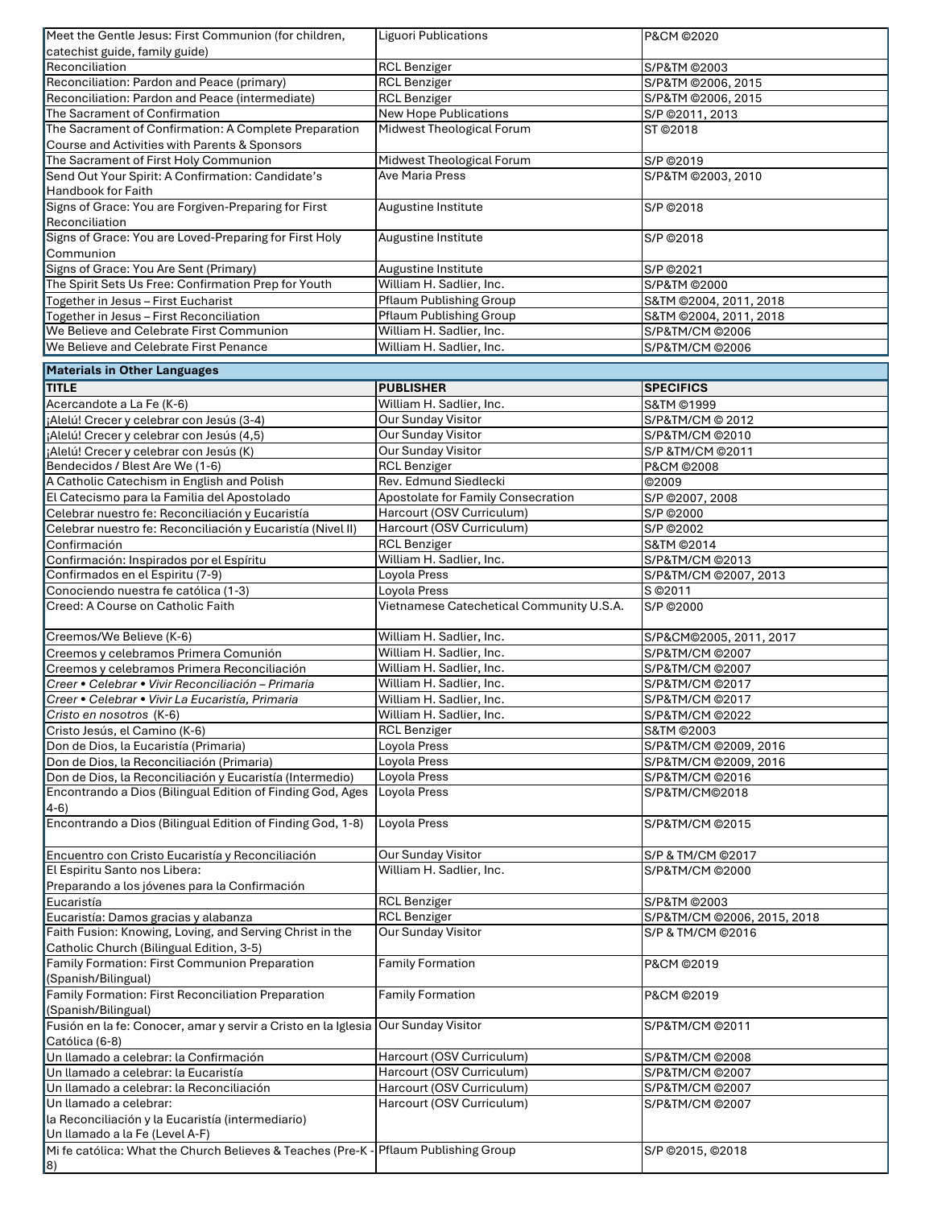| | | |
|---|---|---|
| Meet the Gentle Jesus: First Communion (for children, catechist guide, family guide) | Liguori Publications | P&CM ©2020 |
| Reconciliation | RCL Benziger | S/P&TM ©2003 |
| Reconciliation: Pardon and Peace (primary) | RCL Benziger | S/P&TM ©2006, 2015 |
| Reconciliation: Pardon and Peace (intermediate) | RCL Benziger | S/P&TM ©2006, 2015 |
| The Sacrament of Confirmation | New Hope Publications | S/P ©2011, 2013 |
| The Sacrament of Confirmation: A Complete Preparation Course and Activities with Parents & Sponsors | Midwest Theological Forum | ST ©2018 |
| The Sacrament of First Holy Communion | Midwest Theological Forum | S/P ©2019 |
| Send Out Your Spirit: A Confirmation: Candidate's Handbook for Faith | Ave Maria Press | S/P&TM ©2003, 2010 |
| Signs of Grace: You are Forgiven-Preparing for First Reconciliation | Augustine Institute | S/P ©2018 |
| Signs of Grace: You are Loved-Preparing for First Holy Communion | Augustine Institute | S/P ©2018 |
| Signs of Grace: You Are Sent (Primary) | Augustine Institute | S/P ©2021 |
| The Spirit Sets Us Free: Confirmation Prep for Youth | William H. Sadlier, Inc. | S/P&TM ©2000 |
| Together in Jesus – First Eucharist | Pflaum Publishing Group | S&TM ©2004, 2011, 2018 |
| Together in Jesus – First Reconciliation | Pflaum Publishing Group | S&TM ©2004, 2011, 2018 |
| We Believe and Celebrate First Communion | William H. Sadlier, Inc. | S/P&TM/CM ©2006 |
| We Believe and Celebrate First Penance | William H. Sadlier, Inc. | S/P&TM/CM ©2006 |

**Materials in Other Languages**

| TITLE | PUBLISHER | SPECIFICS |
|---|---|---|
| Acercandote a La Fe (K-6) | William H. Sadlier, Inc. | S&TM ©1999 |
| ¡Alelú! Crecer y celebrar con Jesús (3-4) | Our Sunday Visitor | S/P&TM/CM © 2012 |
| ¡Alelú! Crecer y celebrar con Jesús (4,5) | Our Sunday Visitor | S/P&TM/CM ©2010 |
| ¡Alelú! Crecer y celebrar con Jesús (K) | Our Sunday Visitor | S/P &TM/CM ©2011 |
| Bendecidos / Blest Are We (1-6) | RCL Benziger | P&CM ©2008 |
| A Catholic Catechism in English and Polish | Rev. Edmund Siedlecki | ©2009 |
| El Catecismo para la Familia del Apostolado | Apostolate for Family Consecration | S/P ©2007, 2008 |
| Celebrar nuestro fe: Reconciliación y Eucaristía | Harcourt (OSV Curriculum) | S/P ©2000 |
| Celebrar nuestro fe: Reconciliación y Eucaristía (Nivel II) | Harcourt (OSV Curriculum) | S/P ©2002 |
| Confirmación | RCL Benziger | S&TM ©2014 |
| Confirmación: Inspirados por el Espíritu | William H. Sadlier, Inc. | S/P&TM/CM ©2013 |
| Confirmados en el Espiritu (7-9) | Loyola Press | S/P&TM/CM ©2007, 2013 |
| Conociendo nuestra fe católica (1-3) | Loyola Press | S ©2011 |
| Creed: A Course on Catholic Faith | Vietnamese Catechetical Community U.S.A. | S/P ©2000 |
| Creemos/We Believe (K-6) | William H. Sadlier, Inc. | S/P&CM©2005, 2011, 2017 |
| Creemos y celebramos Primera Comunión | William H. Sadlier, Inc. | S/P&TM/CM ©2007 |
| Creemos y celebramos Primera Reconciliación | William H. Sadlier, Inc. | S/P&TM/CM ©2007 |
| *Creer • Celebrar • Vivir Reconciliación – Primaria* | William H. Sadlier, Inc. | S/P&TM/CM ©2017 |
| *Creer • Celebrar • Vivir La Eucaristía, Primaria* | William H. Sadlier, Inc. | S/P&TM/CM ©2017 |
| *Cristo en nosotros* (K-6) | William H. Sadlier, Inc. | S/P&TM/CM ©2022 |
| Cristo Jesús, el Camino (K-6) | RCL Benziger | S&TM ©2003 |
| Don de Dios, la Eucaristía (Primaria) | Loyola Press | S/P&TM/CM ©2009, 2016 |
| Don de Dios, la Reconciliación (Primaria) | Loyola Press | S/P&TM/CM ©2009, 2016 |
| Don de Dios, la Reconciliación y Eucaristía (Intermedio) | Loyola Press | S/P&TM/CM ©2016 |
| Encontrando a Dios (Bilingual Edition of Finding God, Ages 4-6) | Loyola Press | S/P&TM/CM©2018 |
| Encontrando a Dios (Bilingual Edition of Finding God, 1-8) | Loyola Press | S/P&TM/CM ©2015 |
| Encuentro con Cristo Eucaristía y Reconciliación | Our Sunday Visitor | S/P & TM/CM ©2017 |
| El Espiritu Santo nos Libera: Preparando a los jóvenes para la Confirmación | William H. Sadlier, Inc. | S/P&TM/CM ©2000 |
| Eucaristía | RCL Benziger | S/P&TM ©2003 |
| Eucaristía: Damos gracias y alabanza | RCL Benziger | S/P&TM/CM ©2006, 2015, 2018 |
| Faith Fusion: Knowing, Loving, and Serving Christ in the Catholic Church (Bilingual Edition, 3-5) | Our Sunday Visitor | S/P & TM/CM ©2016 |
| Family Formation: First Communion Preparation (Spanish/Bilingual) | Family Formation | P&CM ©2019 |
| Family Formation: First Reconciliation Preparation (Spanish/Bilingual) | Family Formation | P&CM ©2019 |
| Fusión en la fe: Conocer, amar y servir a Cristo en la Iglesia Católica (6-8) | Our Sunday Visitor | S/P&TM/CM ©2011 |
| Un llamado a celebrar: la Confirmación | Harcourt (OSV Curriculum) | S/P&TM/CM ©2008 |
| Un llamado a celebrar: la Eucaristía | Harcourt (OSV Curriculum) | S/P&TM/CM ©2007 |
| Un llamado a celebrar: la Reconciliación | Harcourt (OSV Curriculum) | S/P&TM/CM ©2007 |
| Un llamado a celebrar: la Reconciliación y la Eucaristía (intermediario) Un llamado a la Fe (Level A-F) | Harcourt (OSV Curriculum) | S/P&TM/CM ©2007 |
| Mi fe católica: What the Church Believes & Teaches (Pre-K - 8) | Pflaum Publishing Group | S/P ©2015, ©2018 |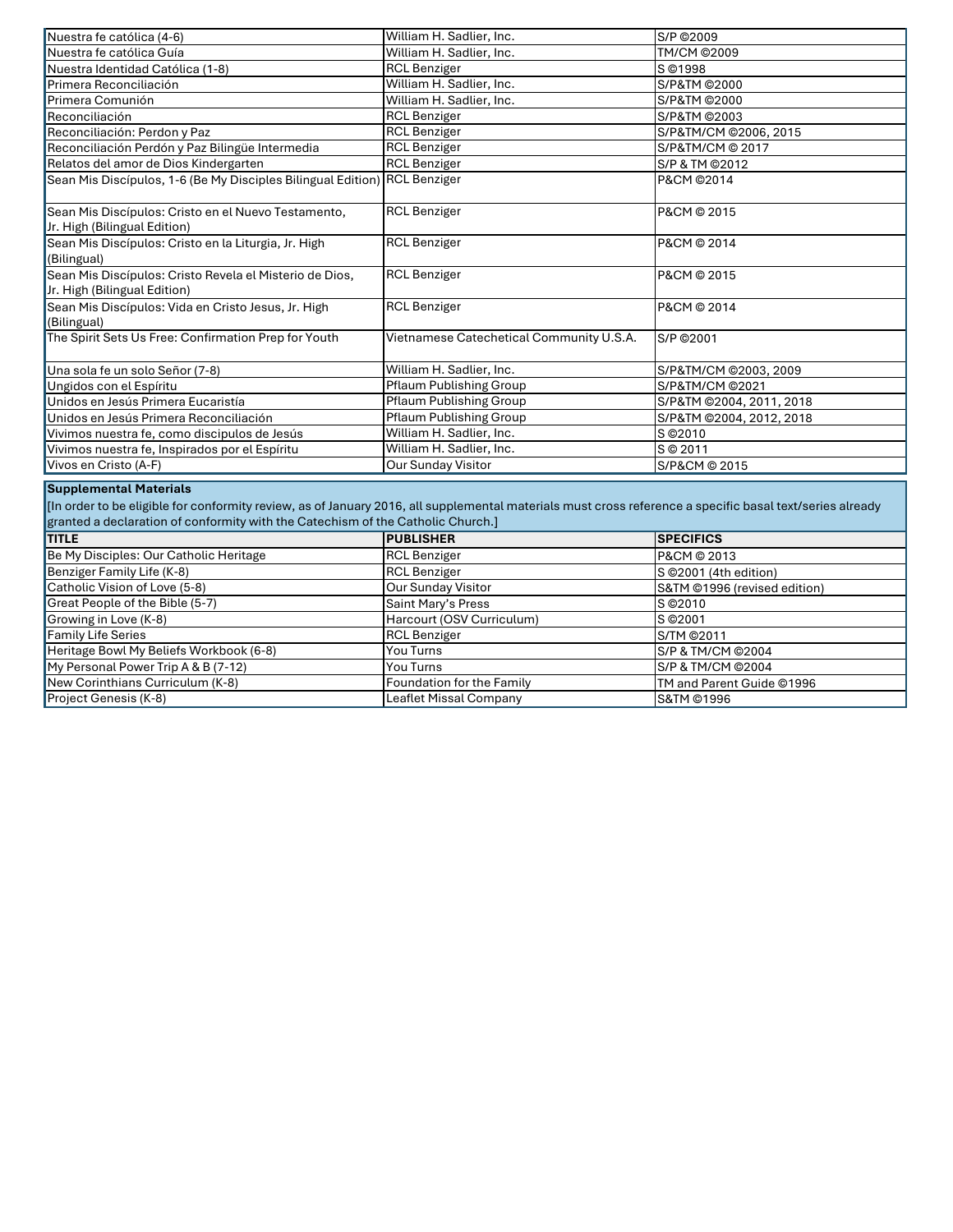| | | |
|---|---|---|
| Nuestra fe católica (4-6) | William H. Sadlier, Inc. | S/P ©2009 |
| Nuestra fe católica Guía | William H. Sadlier, Inc. | TM/CM ©2009 |
| Nuestra Identidad Católica (1-8) | RCL Benziger | S ©1998 |
| Primera Reconciliación | William H. Sadlier, Inc. | S/P&TM ©2000 |
| Primera Comunión | William H. Sadlier, Inc. | S/P&TM ©2000 |
| Reconciliación | RCL Benziger | S/P&TM ©2003 |
| Reconciliación: Perdon y Paz | RCL Benziger | S/P&TM/CM ©2006, 2015 |
| Reconciliación Perdón y Paz Bilingüe Intermedia | RCL Benziger | S/P&TM/CM © 2017 |
| Relatos del amor de Dios Kindergarten | RCL Benziger | S/P & TM ©2012 |
| Sean Mis Discípulos, 1-6 (Be My Disciples Bilingual Edition) | RCL Benziger | P&CM ©2014 |
| Sean Mis Discípulos: Cristo en el Nuevo Testamento, Jr. High (Bilingual Edition) | RCL Benziger | P&CM © 2015 |
| Sean Mis Discípulos: Cristo en la Liturgia, Jr. High (Bilingual) | RCL Benziger | P&CM © 2014 |
| Sean Mis Discípulos: Cristo Revela el Misterio de Dios, Jr. High (Bilingual Edition) | RCL Benziger | P&CM © 2015 |
| Sean Mis Discípulos: Vida en Cristo Jesus, Jr. High (Bilingual) | RCL Benziger | P&CM © 2014 |
| The Spirit Sets Us Free: Confirmation Prep for Youth | Vietnamese Catechetical Community U.S.A. | S/P ©2001 |
| Una sola fe un solo Señor (7-8) | William H. Sadlier, Inc. | S/P&TM/CM ©2003, 2009 |
| Ungidos con el Espíritu | Pflaum Publishing Group | S/P&TM/CM ©2021 |
| Unidos en Jesús Primera Eucaristía | Pflaum Publishing Group | S/P&TM ©2004, 2011, 2018 |
| Unidos en Jesús Primera Reconciliación | Pflaum Publishing Group | S/P&TM ©2004, 2012, 2018 |
| Vivimos nuestra fe, como discipulos de Jesús | William H. Sadlier, Inc. | S ©2010 |
| Vivimos nuestra fe, Inspirados por el Espíritu | William H. Sadlier, Inc. | S © 2011 |
| Vivos en Cristo (A-F) | Our Sunday Visitor | S/P&CM © 2015 |

**Supplemental Materials**

[In order to be eligible for conformity review, as of January 2016, all supplemental materials must cross reference a specific basal text/series already granted a declaration of conformity with the Catechism of the Catholic Church.]

| TITLE | PUBLISHER | SPECIFICS |
|---|---|---|
| Be My Disciples: Our Catholic Heritage | RCL Benziger | P&CM © 2013 |
| Benziger Family Life (K-8) | RCL Benziger | S ©2001 (4th edition) |
| Catholic Vision of Love (5-8) | Our Sunday Visitor | S&TM ©1996 (revised edition) |
| Great People of the Bible (5-7) | Saint Mary's Press | S ©2010 |
| Growing in Love (K-8) | Harcourt (OSV Curriculum) | S ©2001 |
| Family Life Series | RCL Benziger | S/TM ©2011 |
| Heritage Bowl My Beliefs Workbook (6-8) | You Turns | S/P & TM/CM ©2004 |
| My Personal Power Trip A & B (7-12) | You Turns | S/P & TM/CM ©2004 |
| New Corinthians Curriculum (K-8) | Foundation for the Family | TM and Parent Guide ©1996 |
| Project Genesis (K-8) | Leaflet Missal Company | S&TM ©1996 |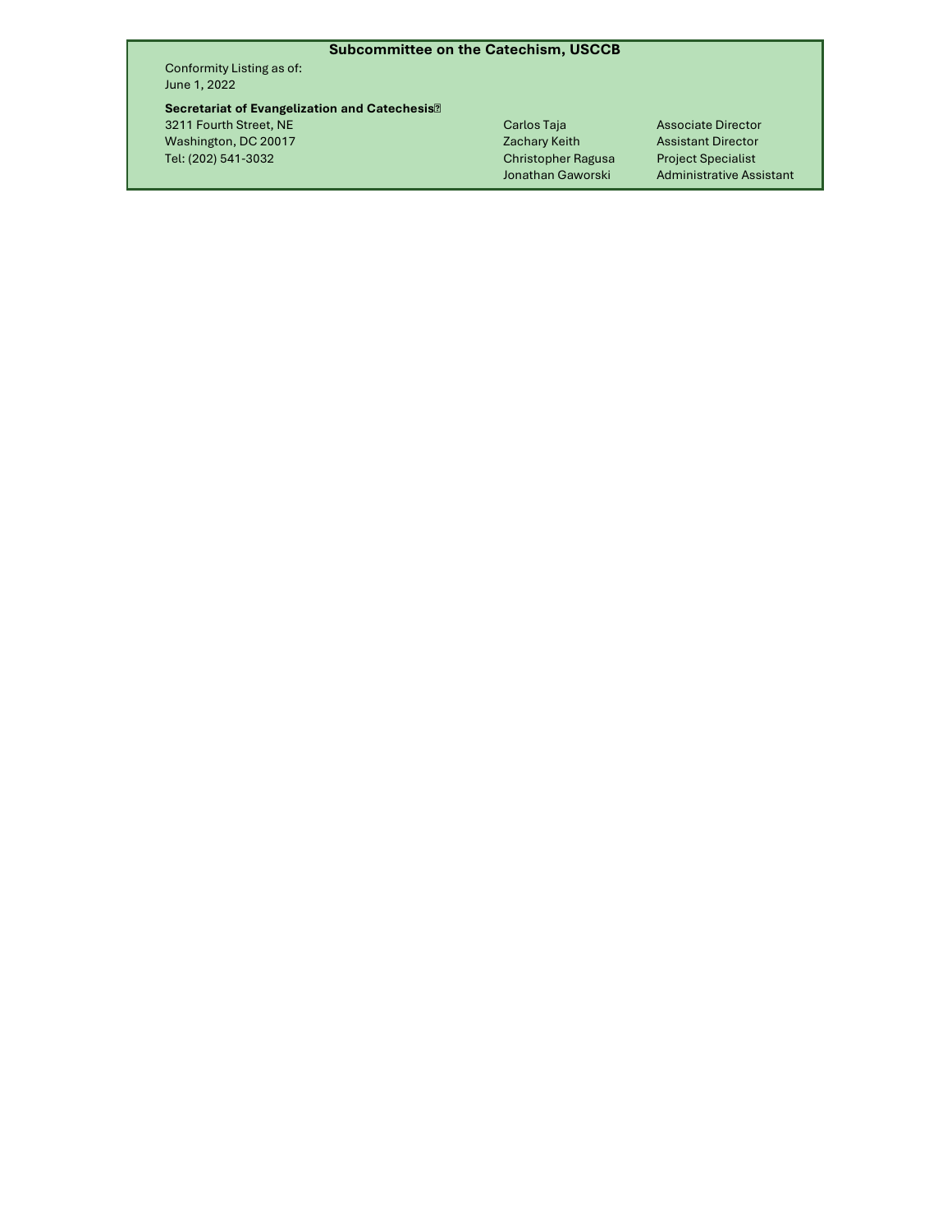## Subcommittee on the Catechism, USCCB

Conformity Listing as of:
June 1, 2022

**Secretariat of Evangelization and Catechesis**

3211 Fourth Street, NE
Washington, DC 20017
Tel: (202) 541-3032

| | |
|---|---|
| Carlos Taja | Associate Director |
| Zachary Keith | Assistant Director |
| Christopher Ragusa | Project Specialist |
| Jonathan Gaworski | Administrative Assistant |